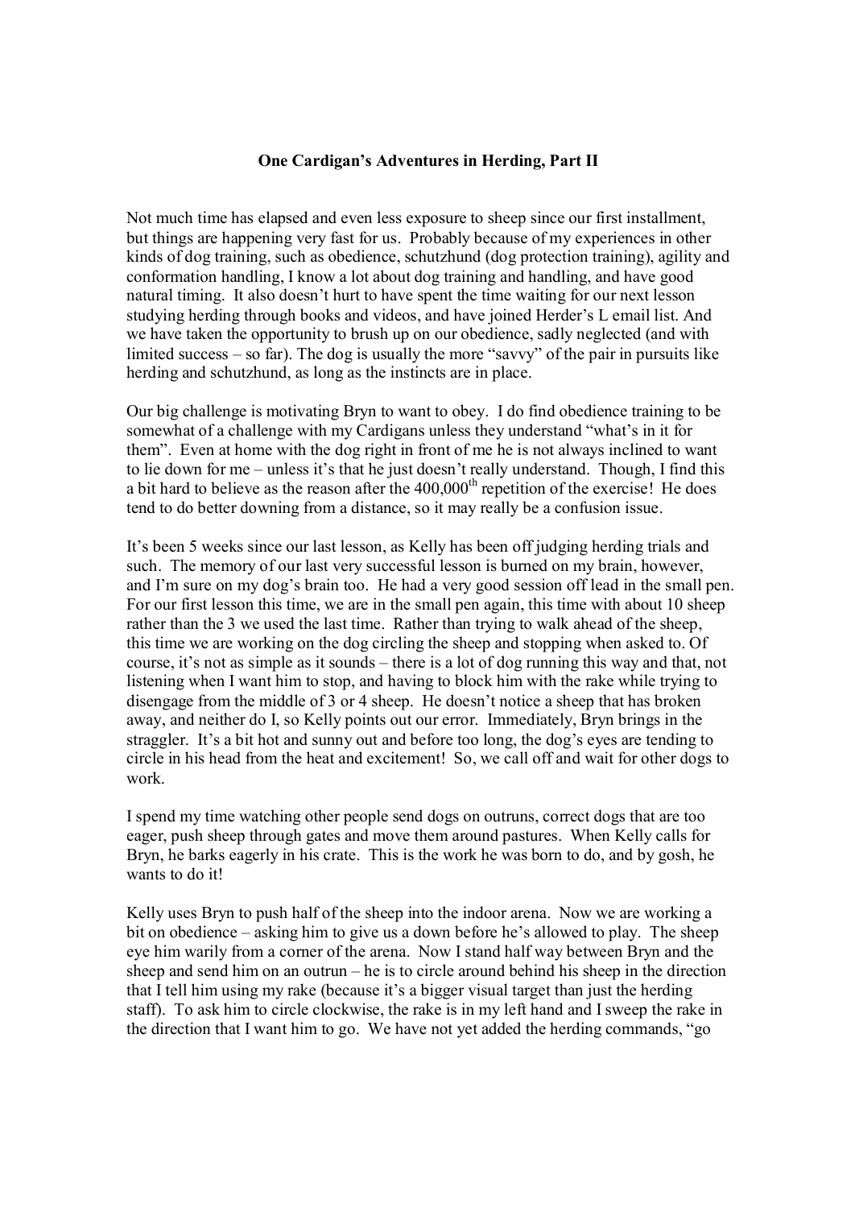## One Cardigan's Adventures in Herding, Part II

Not much time has elapsed and even less exposure to sheep since our first installment, but things are happening very fast for us. Probably because of my experiences in other kinds of dog training, such as obedience, schutzhund (dog protection training), agility and conformation handling, I know a lot about dog training and handling, and have good natural timing. It also doesn't hurt to have spent the time waiting for our next lesson studying herding through books and videos, and have joined Herder's L email list. And we have taken the opportunity to brush up on our obedience, sadly neglected (and with limited success – so far). The dog is usually the more "savvy" of the pair in pursuits like herding and schutzhund, as long as the instincts are in place.

Our big challenge is motivating Bryn to want to obey. I do find obedience training to be somewhat of a challenge with my Cardigans unless they understand "what's in it for them". Even at home with the dog right in front of me he is not always inclined to want to lie down for me – unless it's that he just doesn't really understand. Though, I find this a bit hard to believe as the reason after the 400,000th repetition of the exercise! He does tend to do better downing from a distance, so it may really be a confusion issue.

It's been 5 weeks since our last lesson, as Kelly has been off judging herding trials and such. The memory of our last very successful lesson is burned on my brain, however, and I'm sure on my dog's brain too. He had a very good session off lead in the small pen. For our first lesson this time, we are in the small pen again, this time with about 10 sheep rather than the 3 we used the last time. Rather than trying to walk ahead of the sheep, this time we are working on the dog circling the sheep and stopping when asked to. Of course, it's not as simple as it sounds – there is a lot of dog running this way and that, not listening when I want him to stop, and having to block him with the rake while trying to disengage from the middle of 3 or 4 sheep. He doesn't notice a sheep that has broken away, and neither do I, so Kelly points out our error. Immediately, Bryn brings in the straggler. It's a bit hot and sunny out and before too long, the dog's eyes are tending to circle in his head from the heat and excitement! So, we call off and wait for other dogs to work.

I spend my time watching other people send dogs on outruns, correct dogs that are too eager, push sheep through gates and move them around pastures. When Kelly calls for Bryn, he barks eagerly in his crate. This is the work he was born to do, and by gosh, he wants to do it!

Kelly uses Bryn to push half of the sheep into the indoor arena. Now we are working a bit on obedience – asking him to give us a down before he's allowed to play. The sheep eye him warily from a corner of the arena. Now I stand half way between Bryn and the sheep and send him on an outrun – he is to circle around behind his sheep in the direction that I tell him using my rake (because it's a bigger visual target than just the herding staff). To ask him to circle clockwise, the rake is in my left hand and I sweep the rake in the direction that I want him to go. We have not yet added the herding commands, "go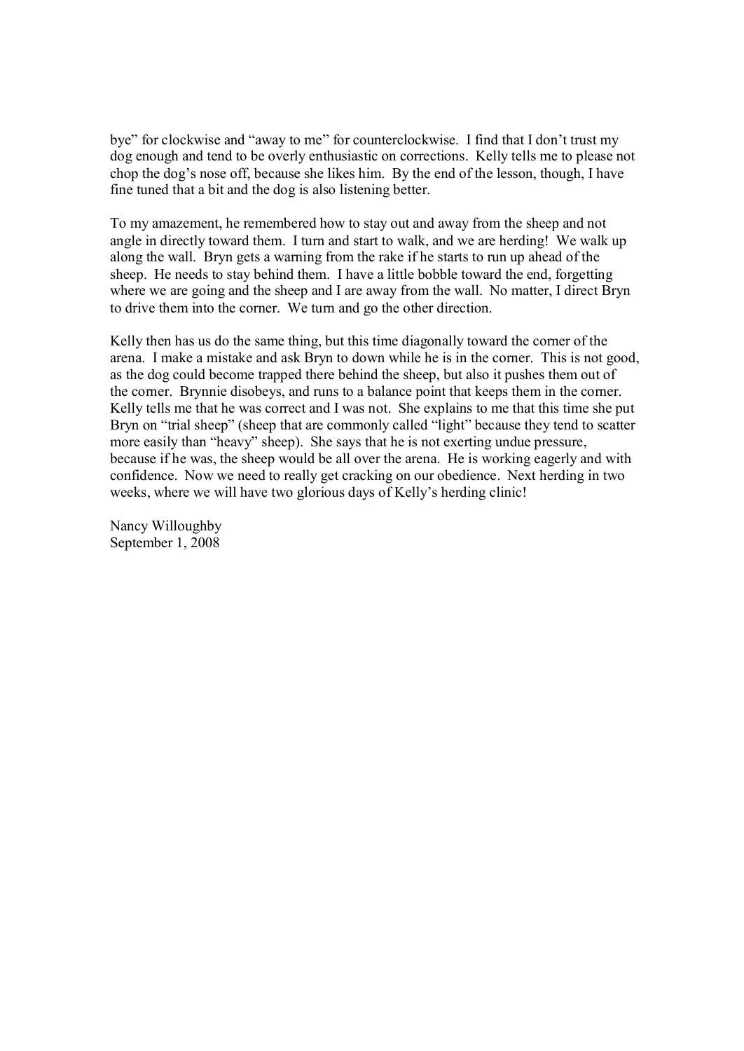bye" for clockwise and "away to me" for counterclockwise. I find that I don't trust my dog enough and tend to be overly enthusiastic on corrections. Kelly tells me to please not chop the dog's nose off, because she likes him. By the end of the lesson, though, I have fine tuned that a bit and the dog is also listening better.

To my amazement, he remembered how to stay out and away from the sheep and not angle in directly toward them. I turn and start to walk, and we are herding! We walk up along the wall. Bryn gets a warning from the rake if he starts to run up ahead of the sheep. He needs to stay behind them. I have a little bobble toward the end, forgetting where we are going and the sheep and I are away from the wall. No matter, I direct Bryn to drive them into the corner. We turn and go the other direction.

Kelly then has us do the same thing, but this time diagonally toward the corner of the arena. I make a mistake and ask Bryn to down while he is in the corner. This is not good, as the dog could become trapped there behind the sheep, but also it pushes them out of the corner. Brynnie disobeys, and runs to a balance point that keeps them in the corner. Kelly tells me that he was correct and I was not. She explains to me that this time she put Bryn on "trial sheep" (sheep that are commonly called "light" because they tend to scatter more easily than "heavy" sheep). She says that he is not exerting undue pressure, because if he was, the sheep would be all over the arena. He is working eagerly and with confidence. Now we need to really get cracking on our obedience. Next herding in two weeks, where we will have two glorious days of Kelly's herding clinic!

Nancy Willoughby
September 1, 2008